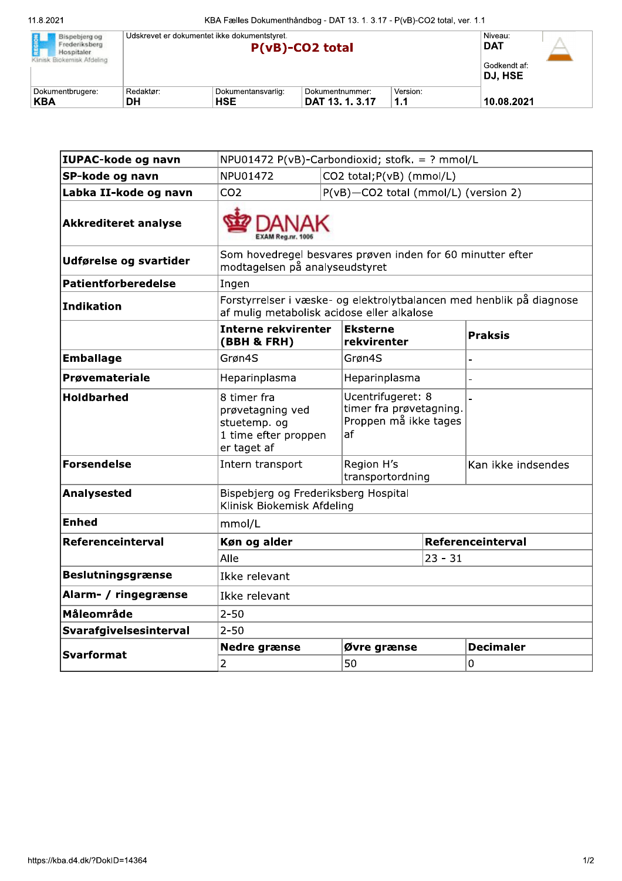| Bispebjerg og Frederiksberg Hospitaler Klinisk Biokemisk Afdeling | Udskrevet er dokumentet ikke dokumentstyret. **P(vB)-CO2 total** | | | Niveau: **DAT** Godkendt af: **DJ, HSE** |
|---|---|---|---|---|
| Dokumentbrugere: **KBA** | Redaktør: **DH** | Dokumentansvarlig: **HSE** | Dokumentnummer: **DAT 13. 1. 3.17** | Version: **1.1** **10.08.2021** |

| **IUPAC-kode og navn** | NPU01472 P(vB)-Carbondioxid; stofk. = ? mmol/L | | |
|---|---|---|---|
| **SP-kode og navn** | NPU01472 | CO2 total;P(vB) (mmol/L) | |
| **Labka II-kode og navn** | CO2 | P(vB)—CO2 total (mmol/L) (version 2) | |
| **Akkrediteret analyse** | DANAK EXAM Reg.nr. 1006 | | |
| **Udførelse og svartider** | Som hovedregel besvares prøven inden for 60 minutter efter modtagelsen på analyseudstyret | | |
| **Patientforberedelse** | Ingen | | |
| **Indikation** | Forstyrrelser i væske- og elektrolytbalancen med henblik på diagnose af mulig metabolisk acidose eller alkalose | | |
| | **Interne rekvirenter (BBH & FRH)** | **Eksterne rekvirenter** | **Praksis** |
| **Emballage** | Grøn4S | Grøn4S | - |
| **Prøvemateriale** | Heparinplasma | Heparinplasma | - |
| **Holdbarhed** | 8 timer fra prøvetagning ved stuetemp. og 1 time efter proppen er taget af | Ucentrifugeret: 8 timer fra prøvetagning. Proppen må ikke tages af | - |
| **Forsendelse** | Intern transport | Region H's transportordning | Kan ikke indsendes |
| **Analysested** | Bispebjerg og Frederiksberg Hospital Klinisk Biokemisk Afdeling | | |
| **Enhed** | mmol/L | | |
| **Referenceinterval** | **Køn og alder** | | **Referenceinterval** |
| | Alle | | 23 - 31 |
| **Beslutningsgrænse** | Ikke relevant | | |
| **Alarm- / ringegrænse** | Ikke relevant | | |
| **Måleområde** | 2-50 | | |
| **Svarafgivelsesinterval** | 2-50 | | |
| **Svarformat** | **Nedre grænse** | **Øvre grænse** | **Decimaler** |
| | 2 | 50 | 0 |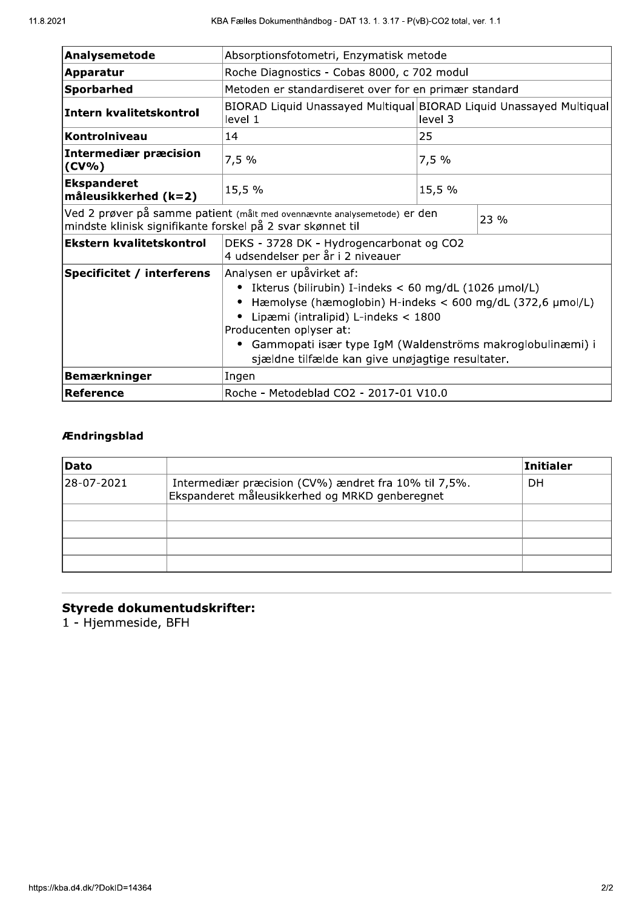| | | |
|---|---|---|
| **Analysemetode** | Absorptionsfotometri, Enzymatisk metode | |
| **Apparatur** | Roche Diagnostics - Cobas 8000, c 702 modul | |
| **Sporbarhed** | Metoden er standardiseret over for en primær standard | |
| **Intern kvalitetskontrol** | BIORAD Liquid Unassayed Multiqual level 1 | BIORAD Liquid Unassayed Multiqual level 3 |
| **Kontrolniveau** | 14 | 25 |
| **Intermediær præcision (CV%)** | 7,5 % | 7,5 % |
| **Ekspanderet måleusikkerhed (k=2)** | 15,5 % | 15,5 % |
| Ved 2 prøver på samme patient (målt med ovennævnte analysemetode) er den mindste klinisk signifikante forskel på 2 svar skønnet til | | 23 % |
| **Ekstern kvalitetskontrol** | DEKS - 3728 DK - Hydrogencarbonat og CO2<br>4 udsendelser per år i 2 niveauer | |
| **Specificitet / interferens** | Analysen er upåvirket af:<br>• Ikterus (bilirubin) I-indeks < 60 mg/dL (1026 µmol/L)<br>• Hæmolyse (hæmoglobin) H-indeks < 600 mg/dL (372,6 µmol/L)<br>• Lipæmi (intralipid) L-indeks < 1800<br>Producenten oplyser at:<br>• Gammopati især type IgM (Waldenströms makroglobulinæmi) i sjældne tilfælde kan give unøjagtige resultater. | |
| **Bemærkninger** | Ingen | |
| **Reference** | Roche - Metodeblad CO2 - 2017-01 V10.0 | |

### Ændringsblad

| Dato | | Initialer |
|---|---|---|
| 28-07-2021 | Intermediær præcision (CV%) ændret fra 10% til 7,5%. Ekspanderet måleusikkerhed og MRKD genberegnet | DH |
| | | |
| | | |
| | | |
| | | |

## Styrede dokumentudskrifter:

1 - Hjemmeside, BFH